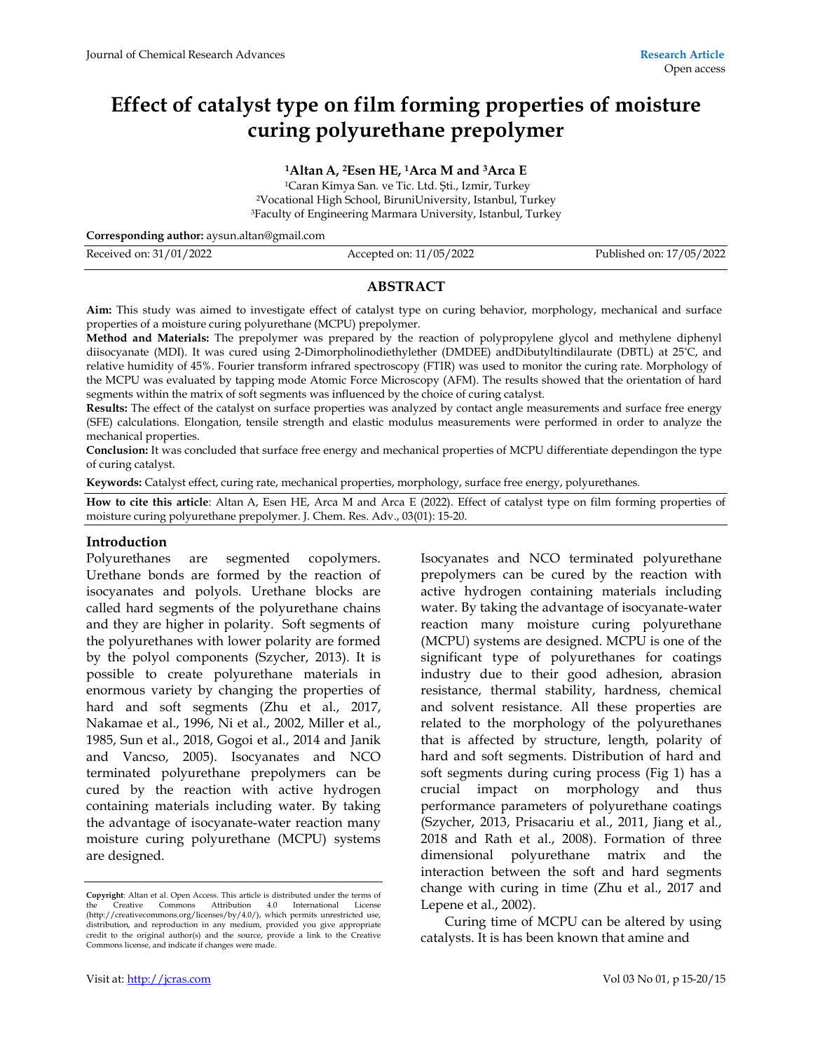# Effect of catalyst type on film forming properties of moisture curing polyurethane prepolymer

**[1]Altan A, [2]Esen HE, [1]Arca M and [3]Arca E**

[1]Caran Kimya San. ve Tic. Ltd. Şti., Izmir, Turkey
[2]Vocational High School, BiruniUniversity, Istanbul, Turkey
[3]Faculty of Engineering Marmara University, Istanbul, Turkey

**Corresponding author:** aysun.altan@gmail.com

Received on: 31/01/2022 | Accepted on: 11/05/2022 | Published on: 17/05/2022

## ABSTRACT

**Aim:** This study was aimed to investigate effect of catalyst type on curing behavior, morphology, mechanical and surface properties of a moisture curing polyurethane (MCPU) prepolymer.

**Method and Materials:** The prepolymer was prepared by the reaction of polypropylene glycol and methylene diphenyl diisocyanate (MDI). It was cured using 2-Dimorpholinodiethylether (DMDEE) andDibutyltindilaurate (DBTL) at 25°C, and relative humidity of 45%. Fourier transform infrared spectroscopy (FTIR) was used to monitor the curing rate. Morphology of the MCPU was evaluated by tapping mode Atomic Force Microscopy (AFM). The results showed that the orientation of hard segments within the matrix of soft segments was influenced by the choice of curing catalyst.

**Results:** The effect of the catalyst on surface properties was analyzed by contact angle measurements and surface free energy (SFE) calculations. Elongation, tensile strength and elastic modulus measurements were performed in order to analyze the mechanical properties.

**Conclusion:** It was concluded that surface free energy and mechanical properties of MCPU differentiate dependingon the type of curing catalyst.

**Keywords:** Catalyst effect, curing rate, mechanical properties, morphology, surface free energy, polyurethanes.

**How to cite this article**: Altan A, Esen HE, Arca M and Arca E (2022). Effect of catalyst type on film forming properties of moisture curing polyurethane prepolymer. J. Chem. Res. Adv., 03(01): 15-20.

## Introduction

Polyurethanes are segmented copolymers. Urethane bonds are formed by the reaction of isocyanates and polyols. Urethane blocks are called hard segments of the polyurethane chains and they are higher in polarity. Soft segments of the polyurethanes with lower polarity are formed by the polyol components (Szycher, 2013). It is possible to create polyurethane materials in enormous variety by changing the properties of hard and soft segments (Zhu et al., 2017, Nakamae et al., 1996, Ni et al., 2002, Miller et al., 1985, Sun et al., 2018, Gogoi et al., 2014 and Janik and Vancso, 2005). Isocyanates and NCO terminated polyurethane prepolymers can be cured by the reaction with active hydrogen containing materials including water. By taking the advantage of isocyanate-water reaction many moisture curing polyurethane (MCPU) systems are designed.

Isocyanates and NCO terminated polyurethane prepolymers can be cured by the reaction with active hydrogen containing materials including water. By taking the advantage of isocyanate-water reaction many moisture curing polyurethane (MCPU) systems are designed. MCPU is one of the significant type of polyurethanes for coatings industry due to their good adhesion, abrasion resistance, thermal stability, hardness, chemical and solvent resistance. All these properties are related to the morphology of the polyurethanes that is affected by structure, length, polarity of hard and soft segments. Distribution of hard and soft segments during curing process (Fig 1) has a crucial impact on morphology and thus performance parameters of polyurethane coatings (Szycher, 2013, Prisacariu et al., 2011, Jiang et al., 2018 and Rath et al., 2008). Formation of three dimensional polyurethane matrix and the interaction between the soft and hard segments change with curing in time (Zhu et al., 2017 and Lepene et al., 2002).

Curing time of MCPU can be altered by using catalysts. It is has been known that amine and

**Copyright**: Altan et al. Open Access. This article is distributed under the terms of the Creative Commons Attribution 4.0 International License (http://creativecommons.org/licenses/by/4.0/), which permits unrestricted use, distribution, and reproduction in any medium, provided you give appropriate credit to the original author(s) and the source, provide a link to the Creative Commons license, and indicate if changes were made.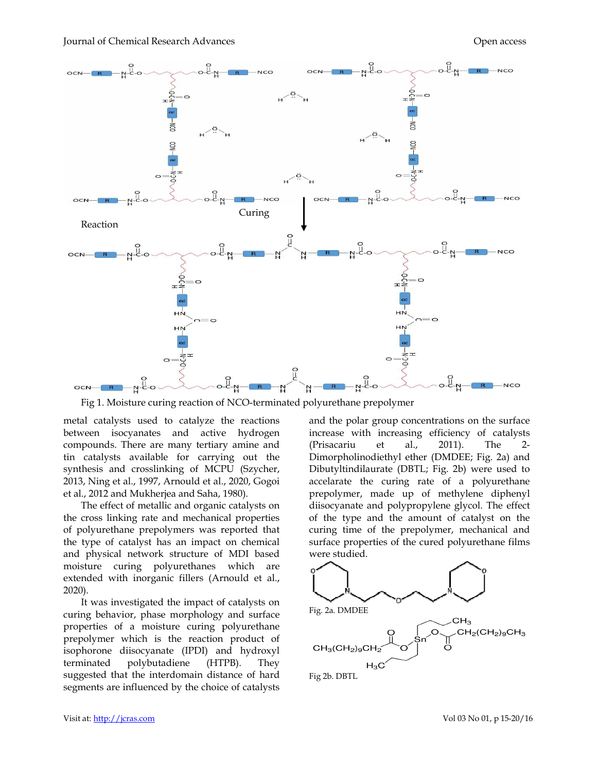Reaction

Curing

Fig 1. Moisture curing reaction of NCO-terminated polyurethane prepolymer

metal catalysts used to catalyze the reactions between isocyanates and active hydrogen compounds. There are many tertiary amine and tin catalysts available for carrying out the synthesis and crosslinking of MCPU (Szycher, 2013, Ning et al., 1997, Arnould et al., 2020, Gogoi et al., 2012 and Mukherjea and Saha, 1980).

The effect of metallic and organic catalysts on the cross linking rate and mechanical properties of polyurethane prepolymers was reported that the type of catalyst has an impact on chemical and physical network structure of MDI based moisture curing polyurethanes which are extended with inorganic fillers (Arnould et al., 2020).

It was investigated the impact of catalysts on curing behavior, phase morphology and surface properties of a moisture curing polyurethane prepolymer which is the reaction product of isophorone diisocyanate (IPDI) and hydroxyl terminated polybutadiene (HTPB). They suggested that the interdomain distance of hard segments are influenced by the choice of catalysts and the polar group concentrations on the surface increase with increasing efficiency of catalysts (Prisacariu et al., 2011). The 2-Dimorpholinodiethyl ether (DMDEE; Fig. 2a) and Dibutyltindilaurate (DBTL; Fig. 2b) were used to accelarate the curing rate of a polyurethane prepolymer, made up of methylene diphenyl diisocyanate and polypropylene glycol. The effect of the type and the amount of catalyst on the curing time of the prepolymer, mechanical and surface properties of the cured polyurethane films were studied.

Fig. 2a. DMDEE

Fig 2b. DBTL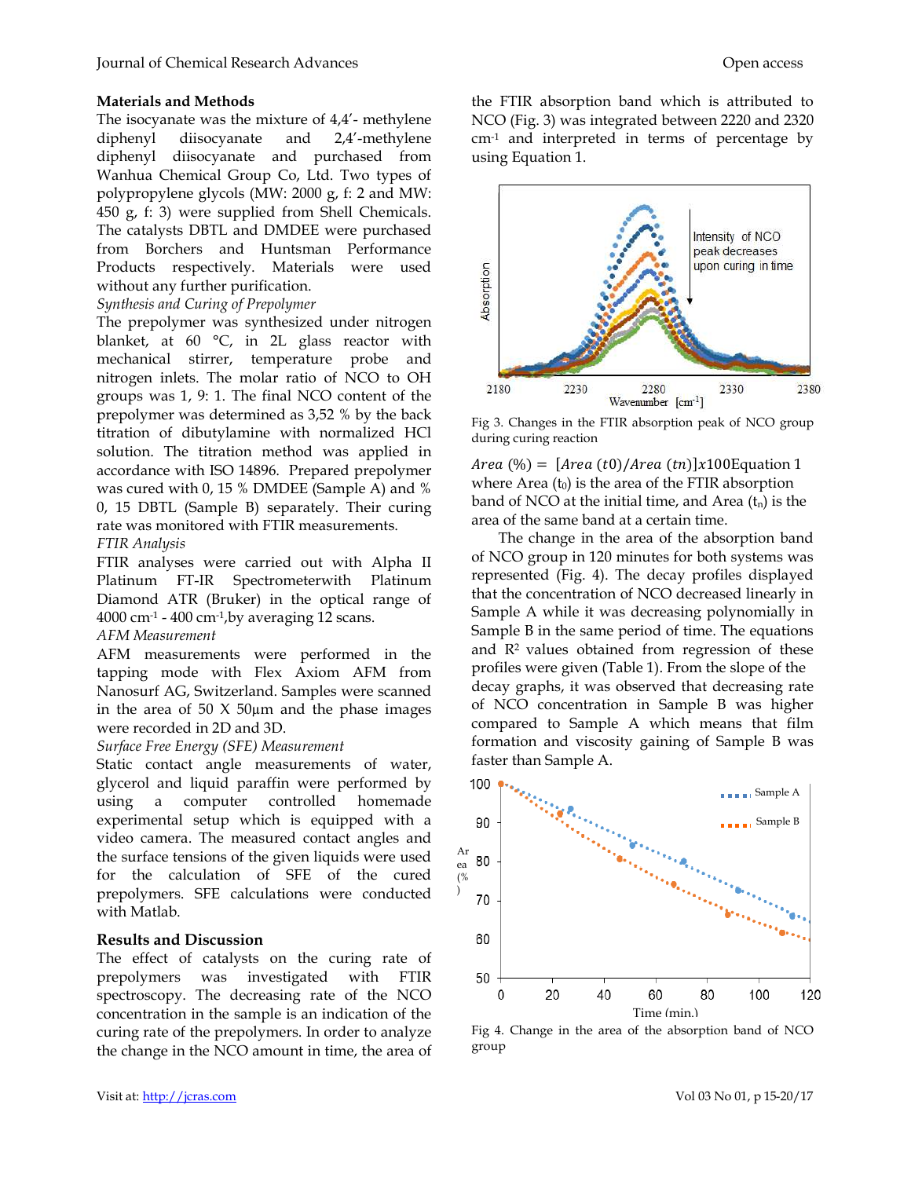### Materials and Methods

The isocyanate was the mixture of 4,4′- methylene diphenyl diisocyanate and 2,4′-methylene diphenyl diisocyanate and purchased from Wanhua Chemical Group Co, Ltd. Two types of polypropylene glycols (MW: 2000 g, f: 2 and MW: 450 g, f: 3) were supplied from Shell Chemicals. The catalysts DBTL and DMDEE were purchased from Borchers and Huntsman Performance Products respectively. Materials were used without any further purification.

*Synthesis and Curing of Prepolymer*

The prepolymer was synthesized under nitrogen blanket, at 60 °C, in 2L glass reactor with mechanical stirrer, temperature probe and nitrogen inlets. The molar ratio of NCO to OH groups was 1, 9: 1. The final NCO content of the prepolymer was determined as 3,52 % by the back titration of dibutylamine with normalized HCl solution. The titration method was applied in accordance with ISO 14896. Prepared prepolymer was cured with 0, 15 % DMDEE (Sample A) and % 0, 15 DBTL (Sample B) separately. Their curing rate was monitored with FTIR measurements.

*FTIR Analysis*

FTIR analyses were carried out with Alpha II Platinum FT-IR Spectrometerwith Platinum Diamond ATR (Bruker) in the optical range of 4000 cm$^{-1}$ - 400 cm$^{-1}$,by averaging 12 scans.

*AFM Measurement*

AFM measurements were performed in the tapping mode with Flex Axiom AFM from Nanosurf AG, Switzerland. Samples were scanned in the area of 50 X 50µm and the phase images were recorded in 2D and 3D.

*Surface Free Energy (SFE) Measurement*

Static contact angle measurements of water, glycerol and liquid paraffin were performed by using a computer controlled homemade experimental setup which is equipped with a video camera. The measured contact angles and the surface tensions of the given liquids were used for the calculation of SFE of the cured prepolymers. SFE calculations were conducted with Matlab.

### Results and Discussion

The effect of catalysts on the curing rate of prepolymers was investigated with FTIR spectroscopy. The decreasing rate of the NCO concentration in the sample is an indication of the curing rate of the prepolymers. In order to analyze the change in the NCO amount in time, the area of the FTIR absorption band which is attributed to NCO (Fig. 3) was integrated between 2220 and 2320 cm$^{-1}$ and interpreted in terms of percentage by using Equation 1.

Fig 3. Changes in the FTIR absorption peak of NCO group during curing reaction

$$Area\ (\%) = [Area\ (t0)/Area\ (tn)]x100 \quad \text{Equation 1}$$

where Area ($t_0$) is the area of the FTIR absorption band of NCO at the initial time, and Area ($t_n$) is the area of the same band at a certain time.

The change in the area of the absorption band of NCO group in 120 minutes for both systems was represented (Fig. 4). The decay profiles displayed that the concentration of NCO decreased linearly in Sample A while it was decreasing polynomially in Sample B in the same period of time. The equations and $R^2$ values obtained from regression of these profiles were given (Table 1). From the slope of the decay graphs, it was observed that decreasing rate of NCO concentration in Sample B was higher compared to Sample A which means that film formation and viscosity gaining of Sample B was faster than Sample A.

Fig 4. Change in the area of the absorption band of NCO group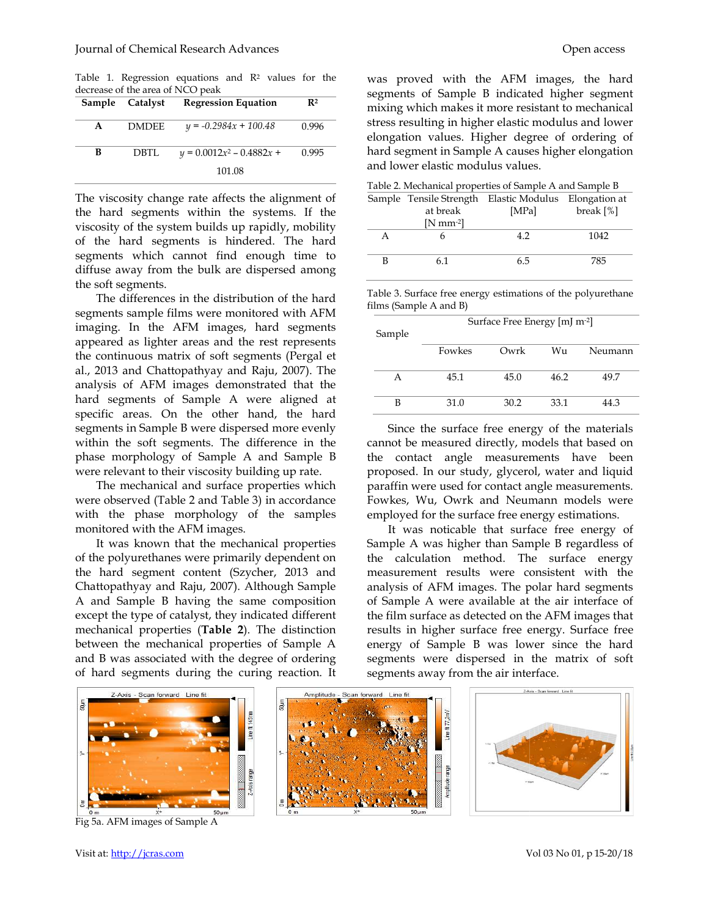Table 1. Regression equations and $R^2$ values for the decrease of the area of NCO peak

| Sample | Catalyst | Regression Equation | $R^2$ |
|---|---|---|---|
| **A** | DMDEE | $y = -0.2984x + 100.48$ | 0.996 |
| **B** | DBTL | $y = 0.0012x^2 - 0.4882x + 101.08$ | 0.995 |

The viscosity change rate affects the alignment of the hard segments within the systems. If the viscosity of the system builds up rapidly, mobility of the hard segments is hindered. The hard segments which cannot find enough time to diffuse away from the bulk are dispersed among the soft segments.

The differences in the distribution of the hard segments sample films were monitored with AFM imaging. In the AFM images, hard segments appeared as lighter areas and the rest represents the continuous matrix of soft segments (Pergal et al., 2013 and Chattopathyay and Raju, 2007). The analysis of AFM images demonstrated that the hard segments of Sample A were aligned at specific areas. On the other hand, the hard segments in Sample B were dispersed more evenly within the soft segments. The difference in the phase morphology of Sample A and Sample B were relevant to their viscosity building up rate.

The mechanical and surface properties which were observed (Table 2 and Table 3) in accordance with the phase morphology of the samples monitored with the AFM images.

It was known that the mechanical properties of the polyurethanes were primarily dependent on the hard segment content (Szycher, 2013 and Chattopathyay and Raju, 2007). Although Sample A and Sample B having the same composition except the type of catalyst, they indicated different mechanical properties (**Table 2**). The distinction between the mechanical properties of Sample A and B was associated with the degree of ordering of hard segments during the curing reaction. It was proved with the AFM images, the hard segments of Sample B indicated higher segment mixing which makes it more resistant to mechanical stress resulting in higher elastic modulus and lower elongation values. Higher degree of ordering of hard segment in Sample A causes higher elongation and lower elastic modulus values.

Table 2. Mechanical properties of Sample A and Sample B

| Sample | Tensile Strength at break [N mm$^{-2}$] | Elastic Modulus [MPa] | Elongation at break [%] |
|---|---|---|---|
| A | 6 | 4.2 | 1042 |
| B | 6.1 | 6.5 | 785 |

Table 3. Surface free energy estimations of the polyurethane films (Sample A and B)

| Sample | Surface Free Energy [mJ m$^{-2}$] | | | |
|---|---|---|---|---|
| | Fowkes | Owrk | Wu | Neumann |
| A | 45.1 | 45.0 | 46.2 | 49.7 |
| B | 31.0 | 30.2 | 33.1 | 44.3 |

Since the surface free energy of the materials cannot be measured directly, models that based on the contact angle measurements have been proposed. In our study, glycerol, water and liquid paraffin were used for contact angle measurements. Fowkes, Wu, Owrk and Neumann models were employed for the surface free energy estimations.

It was noticable that surface free energy of Sample A was higher than Sample B regardless of the calculation method. The surface energy measurement results were consistent with the analysis of AFM images. The polar hard segments of Sample A were available at the air interface of the film surface as detected on the AFM images that results in higher surface free energy. Surface free energy of Sample B was lower since the hard segments were dispersed in the matrix of soft segments away from the air interface.

Fig 5a. AFM images of Sample A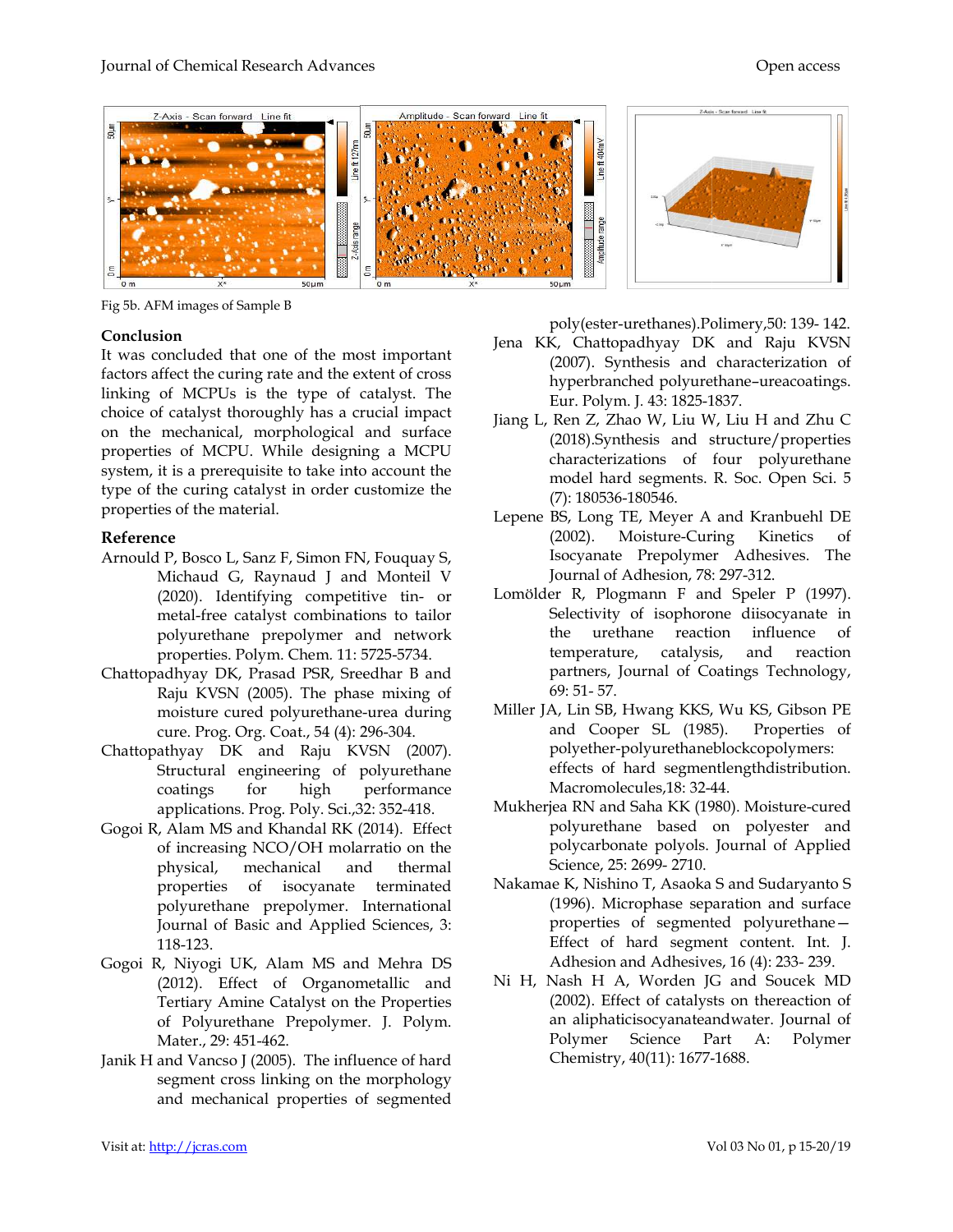Fig 5b. AFM images of Sample B

## Conclusion

It was concluded that one of the most important factors affect the curing rate and the extent of cross linking of MCPUs is the type of catalyst. The choice of catalyst thoroughly has a crucial impact on the mechanical, morphological and surface properties of MCPU. While designing a MCPU system, it is a prerequisite to take into account the type of the curing catalyst in order customize the properties of the material.

## Reference

Arnould P, Bosco L, Sanz F, Simon FN, Fouquay S, Michaud G, Raynaud J and Monteil V (2020). Identifying competitive tin- or metal-free catalyst combinations to tailor polyurethane prepolymer and network properties. Polym. Chem. 11: 5725-5734.

Chattopadhyay DK, Prasad PSR, Sreedhar B and Raju KVSN (2005). The phase mixing of moisture cured polyurethane-urea during cure. Prog. Org. Coat., 54 (4): 296-304.

Chattopathyay DK and Raju KVSN (2007). Structural engineering of polyurethane coatings for high performance applications. Prog. Poly. Sci.,32: 352-418.

Gogoi R, Alam MS and Khandal RK (2014). Effect of increasing NCO/OH molarratio on the physical, mechanical and thermal properties of isocyanate terminated polyurethane prepolymer. International Journal of Basic and Applied Sciences, 3: 118-123.

Gogoi R, Niyogi UK, Alam MS and Mehra DS (2012). Effect of Organometallic and Tertiary Amine Catalyst on the Properties of Polyurethane Prepolymer. J. Polym. Mater., 29: 451-462.

Janik H and Vancso J (2005). The influence of hard segment cross linking on the morphology and mechanical properties of segmented poly(ester-urethanes).Polimery,50: 139- 142.

Jena KK, Chattopadhyay DK and Raju KVSN (2007). Synthesis and characterization of hyperbranched polyurethane–ureacoatings. Eur. Polym. J. 43: 1825-1837.

Jiang L, Ren Z, Zhao W, Liu W, Liu H and Zhu C (2018).Synthesis and structure/properties characterizations of four polyurethane model hard segments. R. Soc. Open Sci. 5 (7): 180536-180546.

Lepene BS, Long TE, Meyer A and Kranbuehl DE (2002). Moisture-Curing Kinetics of Isocyanate Prepolymer Adhesives. The Journal of Adhesion, 78: 297-312.

Lomölder R, Plogmann F and Speler P (1997). Selectivity of isophorone diisocyanate in the urethane reaction influence of temperature, catalysis, and reaction partners, Journal of Coatings Technology, 69: 51- 57.

Miller JA, Lin SB, Hwang KKS, Wu KS, Gibson PE and Cooper SL (1985). Properties of polyether-polyurethaneblockcopolymers: effects of hard segmentlengthdistribution. Macromolecules,18: 32-44.

Mukherjea RN and Saha KK (1980). Moisture-cured polyurethane based on polyester and polycarbonate polyols. Journal of Applied Science, 25: 2699- 2710.

Nakamae K, Nishino T, Asaoka S and Sudaryanto S (1996). Microphase separation and surface properties of segmented polyurethane—Effect of hard segment content. Int. J. Adhesion and Adhesives, 16 (4): 233- 239.

Ni H, Nash H A, Worden JG and Soucek MD (2002). Effect of catalysts on thereaction of an aliphaticisocyanateandwater. Journal of Polymer Science Part A: Polymer Chemistry, 40(11): 1677-1688.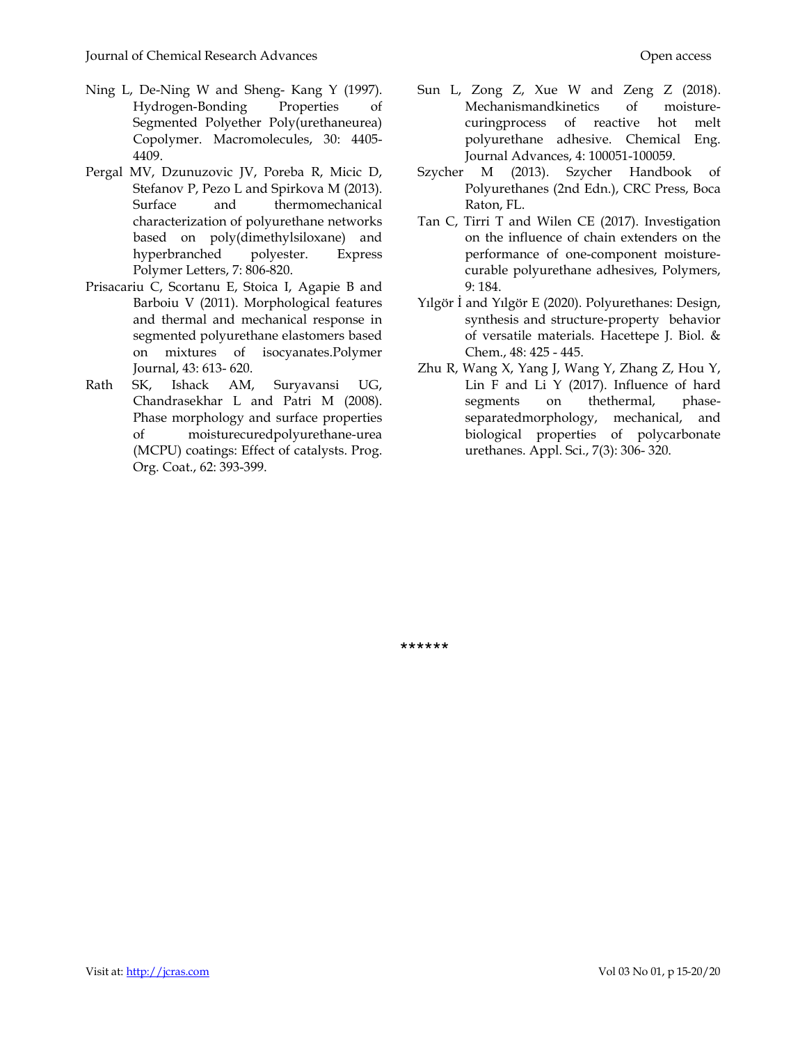Ning L, De-Ning W and Sheng- Kang Y (1997). Hydrogen-Bonding Properties of Segmented Polyether Poly(urethaneurea) Copolymer. Macromolecules, 30: 4405-4409.

Pergal MV, Dzunuzovic JV, Poreba R, Micic D, Stefanov P, Pezo L and Spirkova M (2013). Surface and thermomechanical characterization of polyurethane networks based on poly(dimethylsiloxane) and hyperbranched polyester. Express Polymer Letters, 7: 806-820.

Prisacariu C, Scortanu E, Stoica I, Agapie B and Barboiu V (2011). Morphological features and thermal and mechanical response in segmented polyurethane elastomers based on mixtures of isocyanates.Polymer Journal, 43: 613- 620.

Rath SK, Ishack AM, Suryavansi UG, Chandrasekhar L and Patri M (2008). Phase morphology and surface properties of moisturecuredpolyurethane-urea (MCPU) coatings: Effect of catalysts. Prog. Org. Coat., 62: 393-399.

Sun L, Zong Z, Xue W and Zeng Z (2018). Mechanismandkinetics of moisture-curingprocess of reactive hot melt polyurethane adhesive. Chemical Eng. Journal Advances, 4: 100051-100059.

Szycher M (2013). Szycher Handbook of Polyurethanes (2nd Edn.), CRC Press, Boca Raton, FL.

Tan C, Tirri T and Wilen CE (2017). Investigation on the influence of chain extenders on the performance of one-component moisture-curable polyurethane adhesives, Polymers, 9: 184.

Yılgör İ and Yılgör E (2020). Polyurethanes: Design, synthesis and structure-property behavior of versatile materials. Hacettepe J. Biol. & Chem., 48: 425 - 445.

Zhu R, Wang X, Yang J, Wang Y, Zhang Z, Hou Y, Lin F and Li Y (2017). Influence of hard segments on thethermal, phase-separatedmorphology, mechanical, and biological properties of polycarbonate urethanes. Appl. Sci., 7(3): 306- 320.

******